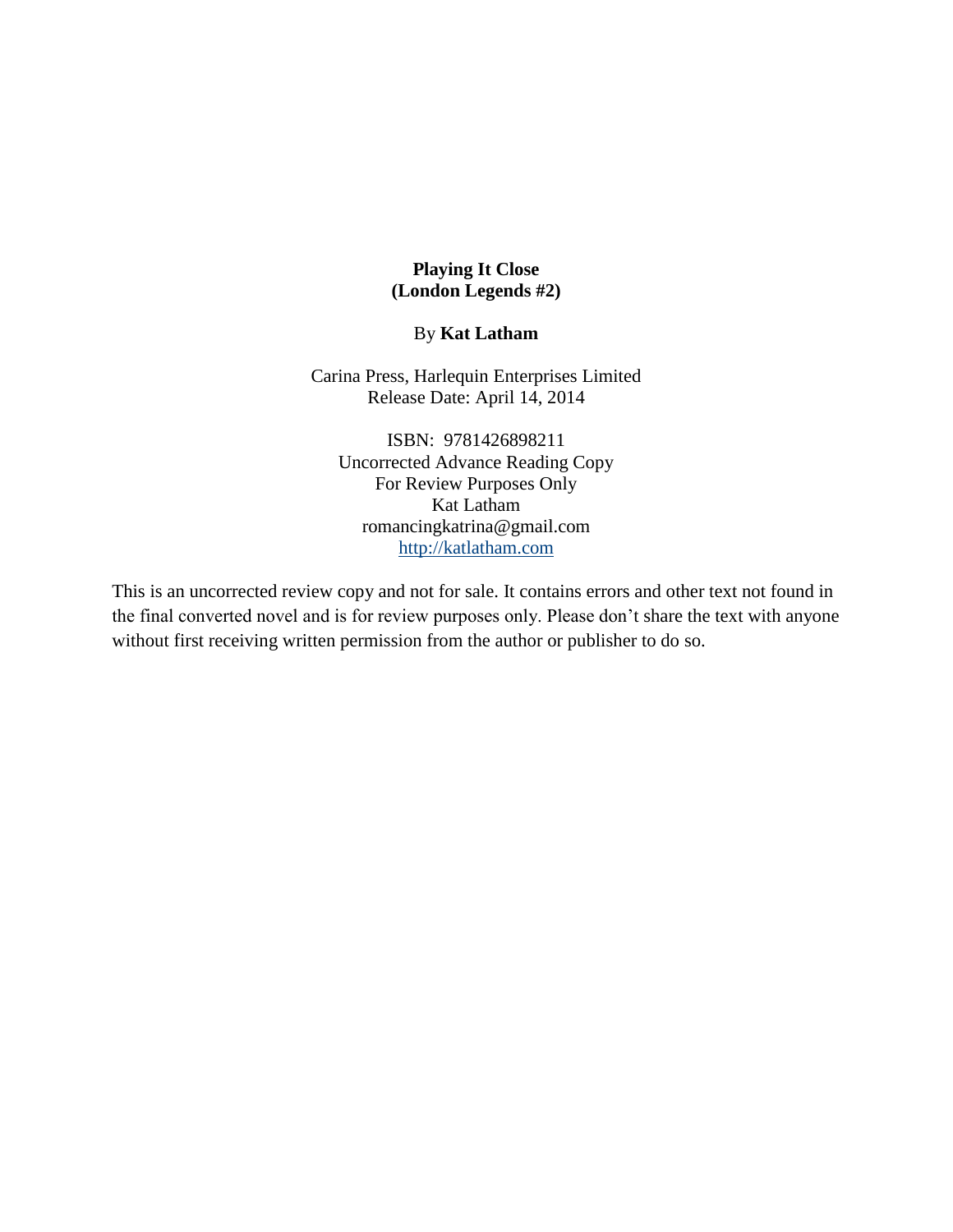**Playing It Close**
**(London Legends #2)**

By **Kat Latham**

Carina Press, Harlequin Enterprises Limited
Release Date: April 14, 2014

ISBN: 9781426898211
Uncorrected Advance Reading Copy
For Review Purposes Only
Kat Latham
romancingkatrina@gmail.com
http://katlatham.com

This is an uncorrected review copy and not for sale. It contains errors and other text not found in the final converted novel and is for review purposes only. Please don't share the text with anyone without first receiving written permission from the author or publisher to do so.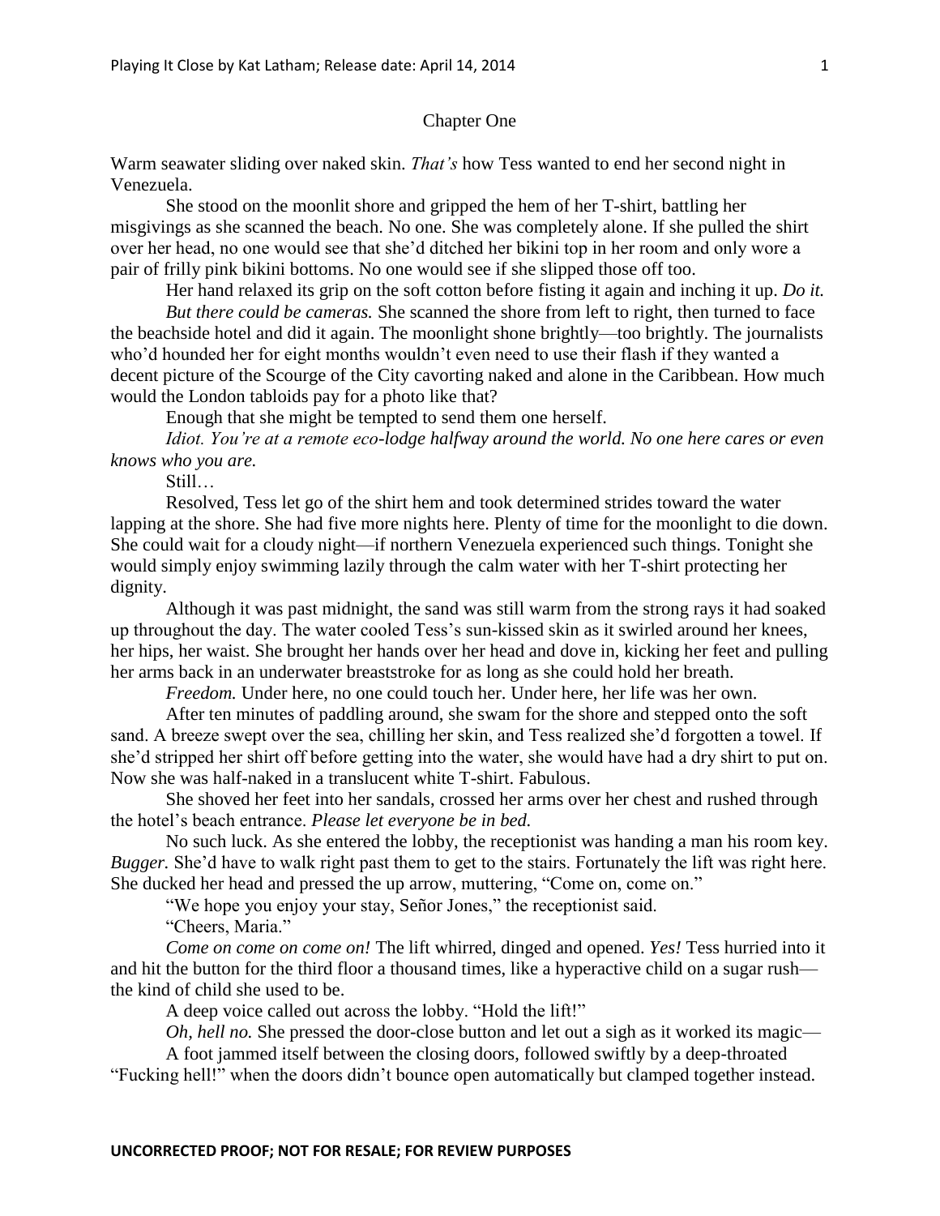# Chapter One

Warm seawater sliding over naked skin. *That's* how Tess wanted to end her second night in Venezuela.

She stood on the moonlit shore and gripped the hem of her T-shirt, battling her misgivings as she scanned the beach. No one. She was completely alone. If she pulled the shirt over her head, no one would see that she'd ditched her bikini top in her room and only wore a pair of frilly pink bikini bottoms. No one would see if she slipped those off too.

Her hand relaxed its grip on the soft cotton before fisting it again and inching it up. *Do it.*

*But there could be cameras.* She scanned the shore from left to right, then turned to face the beachside hotel and did it again. The moonlight shone brightly—too brightly. The journalists who'd hounded her for eight months wouldn't even need to use their flash if they wanted a decent picture of the Scourge of the City cavorting naked and alone in the Caribbean. How much would the London tabloids pay for a photo like that?

Enough that she might be tempted to send them one herself.

*Idiot. You're at a remote eco-lodge halfway around the world. No one here cares or even knows who you are.*

Still…

Resolved, Tess let go of the shirt hem and took determined strides toward the water lapping at the shore. She had five more nights here. Plenty of time for the moonlight to die down. She could wait for a cloudy night—if northern Venezuela experienced such things. Tonight she would simply enjoy swimming lazily through the calm water with her T-shirt protecting her dignity.

Although it was past midnight, the sand was still warm from the strong rays it had soaked up throughout the day. The water cooled Tess's sun-kissed skin as it swirled around her knees, her hips, her waist. She brought her hands over her head and dove in, kicking her feet and pulling her arms back in an underwater breaststroke for as long as she could hold her breath.

*Freedom.* Under here, no one could touch her. Under here, her life was her own.

After ten minutes of paddling around, she swam for the shore and stepped onto the soft sand. A breeze swept over the sea, chilling her skin, and Tess realized she'd forgotten a towel. If she'd stripped her shirt off before getting into the water, she would have had a dry shirt to put on. Now she was half-naked in a translucent white T-shirt. Fabulous.

She shoved her feet into her sandals, crossed her arms over her chest and rushed through the hotel's beach entrance. *Please let everyone be in bed.*

No such luck. As she entered the lobby, the receptionist was handing a man his room key. *Bugger.* She'd have to walk right past them to get to the stairs. Fortunately the lift was right here. She ducked her head and pressed the up arrow, muttering, "Come on, come on."

"We hope you enjoy your stay, Señor Jones," the receptionist said.

"Cheers, Maria."

*Come on come on come on!* The lift whirred, dinged and opened. *Yes!* Tess hurried into it and hit the button for the third floor a thousand times, like a hyperactive child on a sugar rush—the kind of child she used to be.

A deep voice called out across the lobby. "Hold the lift!"

*Oh, hell no.* She pressed the door-close button and let out a sigh as it worked its magic—

A foot jammed itself between the closing doors, followed swiftly by a deep-throated "Fucking hell!" when the doors didn't bounce open automatically but clamped together instead.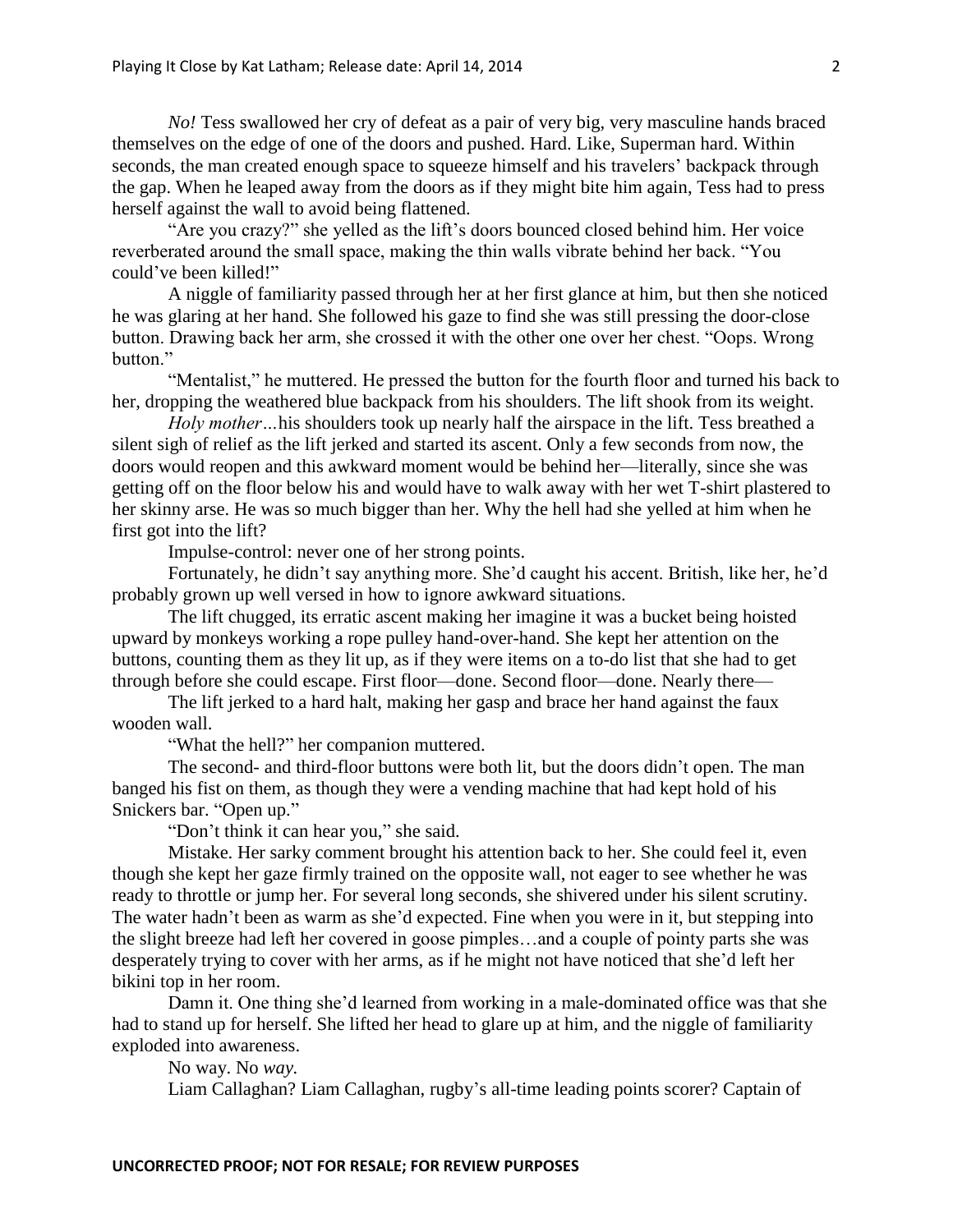*No!* Tess swallowed her cry of defeat as a pair of very big, very masculine hands braced themselves on the edge of one of the doors and pushed. Hard. Like, Superman hard. Within seconds, the man created enough space to squeeze himself and his travelers' backpack through the gap. When he leaped away from the doors as if they might bite him again, Tess had to press herself against the wall to avoid being flattened.

"Are you crazy?" she yelled as the lift's doors bounced closed behind him. Her voice reverberated around the small space, making the thin walls vibrate behind her back. "You could've been killed!"

A niggle of familiarity passed through her at her first glance at him, but then she noticed he was glaring at her hand. She followed his gaze to find she was still pressing the door-close button. Drawing back her arm, she crossed it with the other one over her chest. "Oops. Wrong button."

"Mentalist," he muttered. He pressed the button for the fourth floor and turned his back to her, dropping the weathered blue backpack from his shoulders. The lift shook from its weight.

*Holy mother…*his shoulders took up nearly half the airspace in the lift. Tess breathed a silent sigh of relief as the lift jerked and started its ascent. Only a few seconds from now, the doors would reopen and this awkward moment would be behind her—literally, since she was getting off on the floor below his and would have to walk away with her wet T-shirt plastered to her skinny arse. He was so much bigger than her. Why the hell had she yelled at him when he first got into the lift?

Impulse-control: never one of her strong points.

Fortunately, he didn't say anything more. She'd caught his accent. British, like her, he'd probably grown up well versed in how to ignore awkward situations.

The lift chugged, its erratic ascent making her imagine it was a bucket being hoisted upward by monkeys working a rope pulley hand-over-hand. She kept her attention on the buttons, counting them as they lit up, as if they were items on a to-do list that she had to get through before she could escape. First floor—done. Second floor—done. Nearly there—

The lift jerked to a hard halt, making her gasp and brace her hand against the faux wooden wall.

"What the hell?" her companion muttered.

The second- and third-floor buttons were both lit, but the doors didn't open. The man banged his fist on them, as though they were a vending machine that had kept hold of his Snickers bar. "Open up."

"Don't think it can hear you," she said.

Mistake. Her sarky comment brought his attention back to her. She could feel it, even though she kept her gaze firmly trained on the opposite wall, not eager to see whether he was ready to throttle or jump her. For several long seconds, she shivered under his silent scrutiny. The water hadn't been as warm as she'd expected. Fine when you were in it, but stepping into the slight breeze had left her covered in goose pimples…and a couple of pointy parts she was desperately trying to cover with her arms, as if he might not have noticed that she'd left her bikini top in her room.

Damn it. One thing she'd learned from working in a male-dominated office was that she had to stand up for herself. She lifted her head to glare up at him, and the niggle of familiarity exploded into awareness.

No way. No *way.*

Liam Callaghan? Liam Callaghan, rugby's all-time leading points scorer? Captain of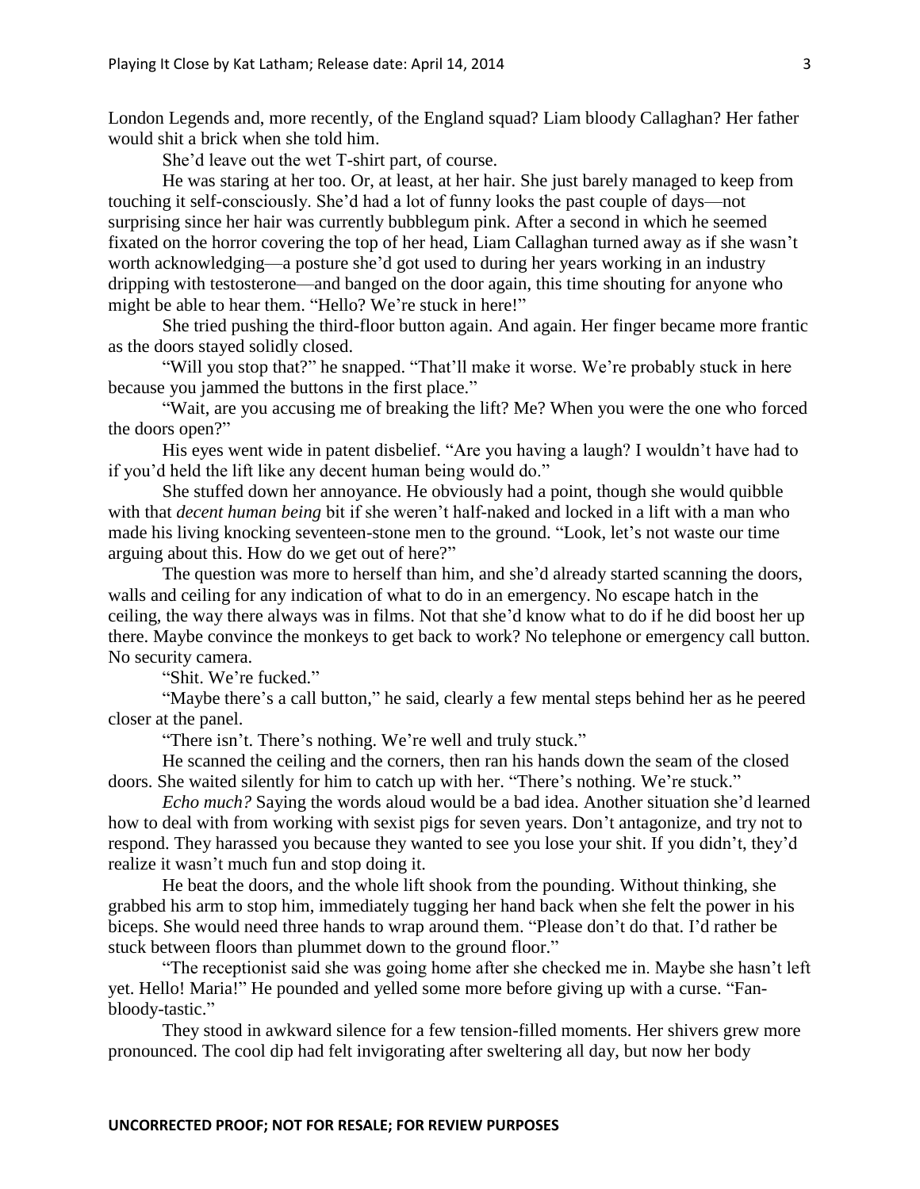London Legends and, more recently, of the England squad? Liam bloody Callaghan? Her father would shit a brick when she told him.

She'd leave out the wet T-shirt part, of course.

He was staring at her too. Or, at least, at her hair. She just barely managed to keep from touching it self-consciously. She'd had a lot of funny looks the past couple of days—not surprising since her hair was currently bubblegum pink. After a second in which he seemed fixated on the horror covering the top of her head, Liam Callaghan turned away as if she wasn't worth acknowledging—a posture she'd got used to during her years working in an industry dripping with testosterone—and banged on the door again, this time shouting for anyone who might be able to hear them. "Hello? We're stuck in here!"

She tried pushing the third-floor button again. And again. Her finger became more frantic as the doors stayed solidly closed.

"Will you stop that?" he snapped. "That'll make it worse. We're probably stuck in here because you jammed the buttons in the first place."

"Wait, are you accusing me of breaking the lift? Me? When you were the one who forced the doors open?"

His eyes went wide in patent disbelief. "Are you having a laugh? I wouldn't have had to if you'd held the lift like any decent human being would do."

She stuffed down her annoyance. He obviously had a point, though she would quibble with that *decent human being* bit if she weren't half-naked and locked in a lift with a man who made his living knocking seventeen-stone men to the ground. "Look, let's not waste our time arguing about this. How do we get out of here?"

The question was more to herself than him, and she'd already started scanning the doors, walls and ceiling for any indication of what to do in an emergency. No escape hatch in the ceiling, the way there always was in films. Not that she'd know what to do if he did boost her up there. Maybe convince the monkeys to get back to work? No telephone or emergency call button. No security camera.

"Shit. We're fucked."

"Maybe there's a call button," he said, clearly a few mental steps behind her as he peered closer at the panel.

"There isn't. There's nothing. We're well and truly stuck."

He scanned the ceiling and the corners, then ran his hands down the seam of the closed doors. She waited silently for him to catch up with her. "There's nothing. We're stuck."

*Echo much?* Saying the words aloud would be a bad idea. Another situation she'd learned how to deal with from working with sexist pigs for seven years. Don't antagonize, and try not to respond. They harassed you because they wanted to see you lose your shit. If you didn't, they'd realize it wasn't much fun and stop doing it.

He beat the doors, and the whole lift shook from the pounding. Without thinking, she grabbed his arm to stop him, immediately tugging her hand back when she felt the power in his biceps. She would need three hands to wrap around them. "Please don't do that. I'd rather be stuck between floors than plummet down to the ground floor."

"The receptionist said she was going home after she checked me in. Maybe she hasn't left yet. Hello! Maria!" He pounded and yelled some more before giving up with a curse. "Fan-bloody-tastic."

They stood in awkward silence for a few tension-filled moments. Her shivers grew more pronounced. The cool dip had felt invigorating after sweltering all day, but now her body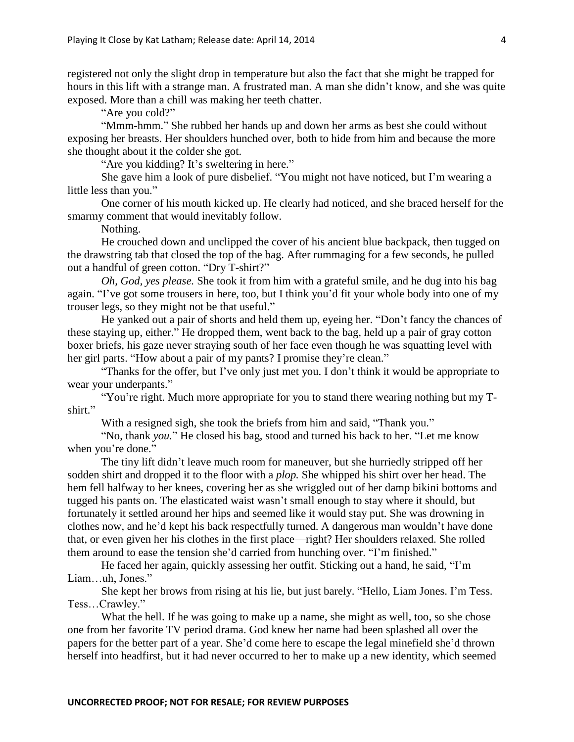registered not only the slight drop in temperature but also the fact that she might be trapped for hours in this lift with a strange man. A frustrated man. A man she didn't know, and she was quite exposed. More than a chill was making her teeth chatter.

"Are you cold?"

"Mmm-hmm." She rubbed her hands up and down her arms as best she could without exposing her breasts. Her shoulders hunched over, both to hide from him and because the more she thought about it the colder she got.

"Are you kidding? It's sweltering in here."

She gave him a look of pure disbelief. "You might not have noticed, but I'm wearing a little less than you."

One corner of his mouth kicked up. He clearly had noticed, and she braced herself for the smarmy comment that would inevitably follow.

Nothing.

He crouched down and unclipped the cover of his ancient blue backpack, then tugged on the drawstring tab that closed the top of the bag. After rummaging for a few seconds, he pulled out a handful of green cotton. "Dry T-shirt?"

*Oh, God, yes please.* She took it from him with a grateful smile, and he dug into his bag again. "I've got some trousers in here, too, but I think you'd fit your whole body into one of my trouser legs, so they might not be that useful."

He yanked out a pair of shorts and held them up, eyeing her. "Don't fancy the chances of these staying up, either." He dropped them, went back to the bag, held up a pair of gray cotton boxer briefs, his gaze never straying south of her face even though he was squatting level with her girl parts. "How about a pair of my pants? I promise they're clean."

"Thanks for the offer, but I've only just met you. I don't think it would be appropriate to wear your underpants."

"You're right. Much more appropriate for you to stand there wearing nothing but my T-shirt."

With a resigned sigh, she took the briefs from him and said, "Thank you."

"No, thank *you.*" He closed his bag, stood and turned his back to her. "Let me know when you're done."

The tiny lift didn't leave much room for maneuver, but she hurriedly stripped off her sodden shirt and dropped it to the floor with a *plop.* She whipped his shirt over her head. The hem fell halfway to her knees, covering her as she wriggled out of her damp bikini bottoms and tugged his pants on. The elasticated waist wasn't small enough to stay where it should, but fortunately it settled around her hips and seemed like it would stay put. She was drowning in clothes now, and he'd kept his back respectfully turned. A dangerous man wouldn't have done that, or even given her his clothes in the first place—right? Her shoulders relaxed. She rolled them around to ease the tension she'd carried from hunching over. "I'm finished."

He faced her again, quickly assessing her outfit. Sticking out a hand, he said, "I'm Liam…uh, Jones."

She kept her brows from rising at his lie, but just barely. "Hello, Liam Jones. I'm Tess. Tess…Crawley."

What the hell. If he was going to make up a name, she might as well, too, so she chose one from her favorite TV period drama. God knew her name had been splashed all over the papers for the better part of a year. She'd come here to escape the legal minefield she'd thrown herself into headfirst, but it had never occurred to her to make up a new identity, which seemed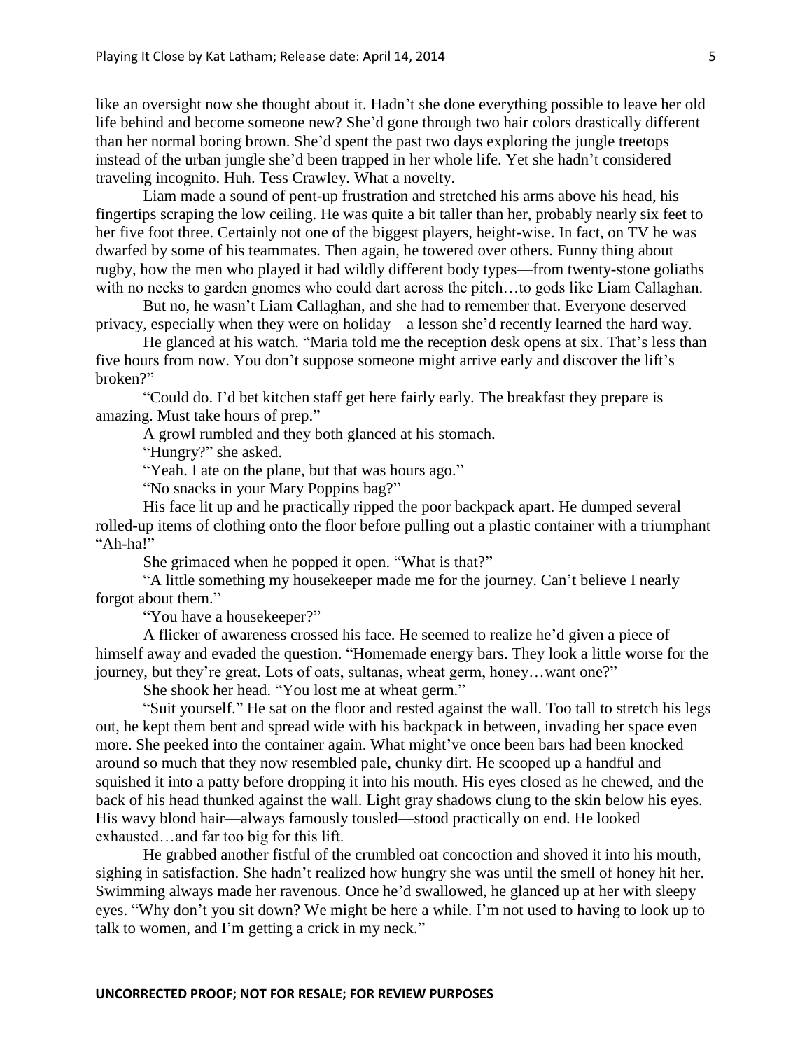like an oversight now she thought about it. Hadn't she done everything possible to leave her old life behind and become someone new? She'd gone through two hair colors drastically different than her normal boring brown. She'd spent the past two days exploring the jungle treetops instead of the urban jungle she'd been trapped in her whole life. Yet she hadn't considered traveling incognito. Huh. Tess Crawley. What a novelty.

Liam made a sound of pent-up frustration and stretched his arms above his head, his fingertips scraping the low ceiling. He was quite a bit taller than her, probably nearly six feet to her five foot three. Certainly not one of the biggest players, height-wise. In fact, on TV he was dwarfed by some of his teammates. Then again, he towered over others. Funny thing about rugby, how the men who played it had wildly different body types—from twenty-stone goliaths with no necks to garden gnomes who could dart across the pitch…to gods like Liam Callaghan.

But no, he wasn't Liam Callaghan, and she had to remember that. Everyone deserved privacy, especially when they were on holiday—a lesson she'd recently learned the hard way.

He glanced at his watch. "Maria told me the reception desk opens at six. That's less than five hours from now. You don't suppose someone might arrive early and discover the lift's broken?"

"Could do. I'd bet kitchen staff get here fairly early. The breakfast they prepare is amazing. Must take hours of prep."

A growl rumbled and they both glanced at his stomach.

"Hungry?" she asked.

"Yeah. I ate on the plane, but that was hours ago."

"No snacks in your Mary Poppins bag?"

His face lit up and he practically ripped the poor backpack apart. He dumped several rolled-up items of clothing onto the floor before pulling out a plastic container with a triumphant "Ah-ha!"

She grimaced when he popped it open. "What is that?"

"A little something my housekeeper made me for the journey. Can't believe I nearly forgot about them."

"You have a housekeeper?"

A flicker of awareness crossed his face. He seemed to realize he'd given a piece of himself away and evaded the question. "Homemade energy bars. They look a little worse for the journey, but they're great. Lots of oats, sultanas, wheat germ, honey…want one?"

She shook her head. "You lost me at wheat germ."

"Suit yourself." He sat on the floor and rested against the wall. Too tall to stretch his legs out, he kept them bent and spread wide with his backpack in between, invading her space even more. She peeked into the container again. What might've once been bars had been knocked around so much that they now resembled pale, chunky dirt. He scooped up a handful and squished it into a patty before dropping it into his mouth. His eyes closed as he chewed, and the back of his head thunked against the wall. Light gray shadows clung to the skin below his eyes. His wavy blond hair—always famously tousled—stood practically on end. He looked exhausted…and far too big for this lift.

He grabbed another fistful of the crumbled oat concoction and shoved it into his mouth, sighing in satisfaction. She hadn't realized how hungry she was until the smell of honey hit her. Swimming always made her ravenous. Once he'd swallowed, he glanced up at her with sleepy eyes. "Why don't you sit down? We might be here a while. I'm not used to having to look up to talk to women, and I'm getting a crick in my neck."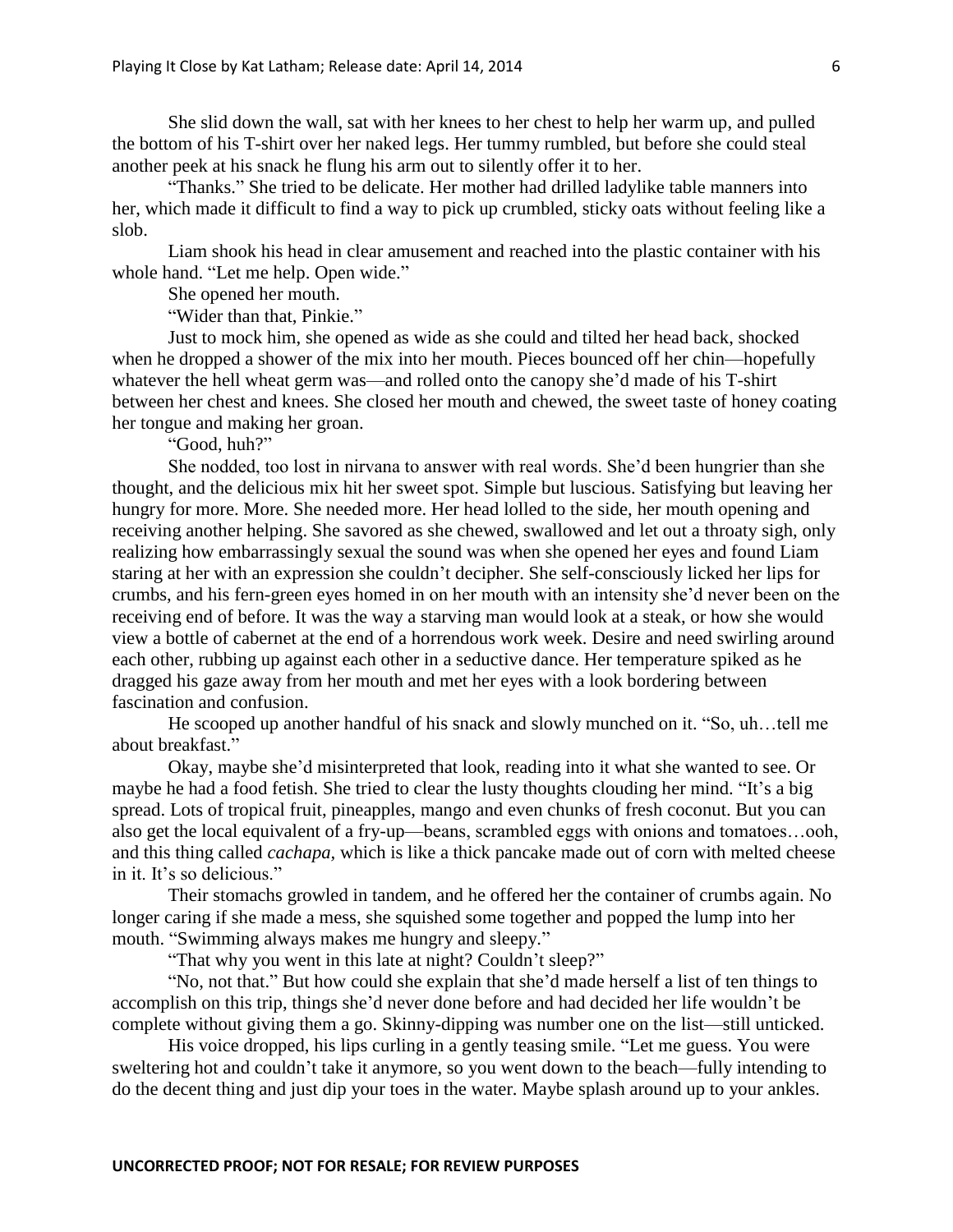She slid down the wall, sat with her knees to her chest to help her warm up, and pulled the bottom of his T-shirt over her naked legs. Her tummy rumbled, but before she could steal another peek at his snack he flung his arm out to silently offer it to her.

"Thanks." She tried to be delicate. Her mother had drilled ladylike table manners into her, which made it difficult to find a way to pick up crumbled, sticky oats without feeling like a slob.

Liam shook his head in clear amusement and reached into the plastic container with his whole hand. "Let me help. Open wide."

She opened her mouth.

"Wider than that, Pinkie."

Just to mock him, she opened as wide as she could and tilted her head back, shocked when he dropped a shower of the mix into her mouth. Pieces bounced off her chin—hopefully whatever the hell wheat germ was—and rolled onto the canopy she'd made of his T-shirt between her chest and knees. She closed her mouth and chewed, the sweet taste of honey coating her tongue and making her groan.

"Good, huh?"

She nodded, too lost in nirvana to answer with real words. She'd been hungrier than she thought, and the delicious mix hit her sweet spot. Simple but luscious. Satisfying but leaving her hungry for more. More. She needed more. Her head lolled to the side, her mouth opening and receiving another helping. She savored as she chewed, swallowed and let out a throaty sigh, only realizing how embarrassingly sexual the sound was when she opened her eyes and found Liam staring at her with an expression she couldn't decipher. She self-consciously licked her lips for crumbs, and his fern-green eyes homed in on her mouth with an intensity she'd never been on the receiving end of before. It was the way a starving man would look at a steak, or how she would view a bottle of cabernet at the end of a horrendous work week. Desire and need swirling around each other, rubbing up against each other in a seductive dance. Her temperature spiked as he dragged his gaze away from her mouth and met her eyes with a look bordering between fascination and confusion.

He scooped up another handful of his snack and slowly munched on it. "So, uh…tell me about breakfast."

Okay, maybe she'd misinterpreted that look, reading into it what she wanted to see. Or maybe he had a food fetish. She tried to clear the lusty thoughts clouding her mind. "It's a big spread. Lots of tropical fruit, pineapples, mango and even chunks of fresh coconut. But you can also get the local equivalent of a fry-up—beans, scrambled eggs with onions and tomatoes…ooh, and this thing called *cachapa*, which is like a thick pancake made out of corn with melted cheese in it. It's so delicious."

Their stomachs growled in tandem, and he offered her the container of crumbs again. No longer caring if she made a mess, she squished some together and popped the lump into her mouth. "Swimming always makes me hungry and sleepy."

"That why you went in this late at night? Couldn't sleep?"

"No, not that." But how could she explain that she'd made herself a list of ten things to accomplish on this trip, things she'd never done before and had decided her life wouldn't be complete without giving them a go. Skinny-dipping was number one on the list—still unticked.

His voice dropped, his lips curling in a gently teasing smile. "Let me guess. You were sweltering hot and couldn't take it anymore, so you went down to the beach—fully intending to do the decent thing and just dip your toes in the water. Maybe splash around up to your ankles.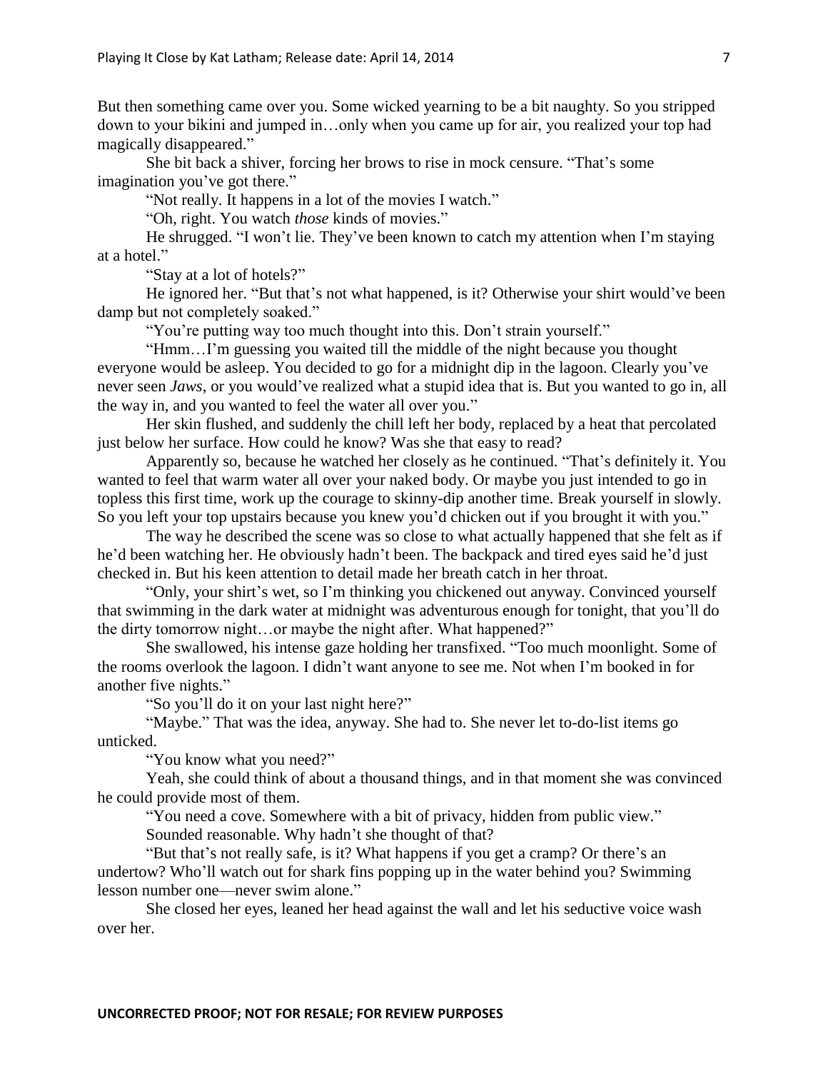But then something came over you. Some wicked yearning to be a bit naughty. So you stripped down to your bikini and jumped in…only when you came up for air, you realized your top had magically disappeared."

She bit back a shiver, forcing her brows to rise in mock censure. "That's some imagination you've got there."

"Not really. It happens in a lot of the movies I watch."

"Oh, right. You watch *those* kinds of movies."

He shrugged. "I won't lie. They've been known to catch my attention when I'm staying at a hotel."

"Stay at a lot of hotels?"

He ignored her. "But that's not what happened, is it? Otherwise your shirt would've been damp but not completely soaked."

"You're putting way too much thought into this. Don't strain yourself."

"Hmm…I'm guessing you waited till the middle of the night because you thought everyone would be asleep. You decided to go for a midnight dip in the lagoon. Clearly you've never seen *Jaws*, or you would've realized what a stupid idea that is. But you wanted to go in, all the way in, and you wanted to feel the water all over you."

Her skin flushed, and suddenly the chill left her body, replaced by a heat that percolated just below her surface. How could he know? Was she that easy to read?

Apparently so, because he watched her closely as he continued. "That's definitely it. You wanted to feel that warm water all over your naked body. Or maybe you just intended to go in topless this first time, work up the courage to skinny-dip another time. Break yourself in slowly. So you left your top upstairs because you knew you'd chicken out if you brought it with you."

The way he described the scene was so close to what actually happened that she felt as if he'd been watching her. He obviously hadn't been. The backpack and tired eyes said he'd just checked in. But his keen attention to detail made her breath catch in her throat.

"Only, your shirt's wet, so I'm thinking you chickened out anyway. Convinced yourself that swimming in the dark water at midnight was adventurous enough for tonight, that you'll do the dirty tomorrow night…or maybe the night after. What happened?"

She swallowed, his intense gaze holding her transfixed. "Too much moonlight. Some of the rooms overlook the lagoon. I didn't want anyone to see me. Not when I'm booked in for another five nights."

"So you'll do it on your last night here?"

"Maybe." That was the idea, anyway. She had to. She never let to-do-list items go unticked.

"You know what you need?"

Yeah, she could think of about a thousand things, and in that moment she was convinced he could provide most of them.

"You need a cove. Somewhere with a bit of privacy, hidden from public view."

Sounded reasonable. Why hadn't she thought of that?

"But that's not really safe, is it? What happens if you get a cramp? Or there's an undertow? Who'll watch out for shark fins popping up in the water behind you? Swimming lesson number one—never swim alone."

She closed her eyes, leaned her head against the wall and let his seductive voice wash over her.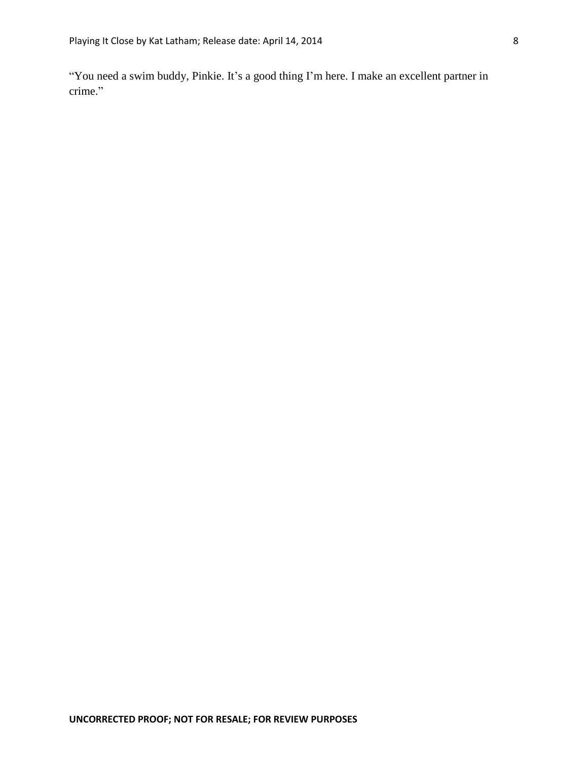"You need a swim buddy, Pinkie. It's a good thing I'm here. I make an excellent partner in crime."